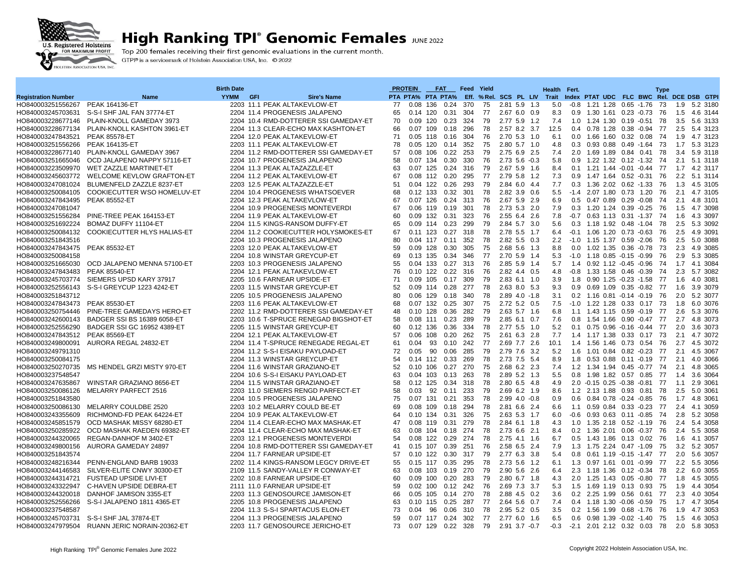# High Ranking TPI® Genomic Females JUNE 2022

Top 200 females receiving their first genomic evaluations in the current month.

GTPI® is a servicemark of Holstein Association USA, Inc. © 2022

| Registration Number | Name | Birth Date YYMM | GFI | Sire's Name | PROTEIN PTA | PROTEIN PTA% | FAT PTA | FAT PTA% | Feed Eff. | Yield % Rel. | SCS | PL | LIV | Health Trait | Fert. Index | PTAT | UDC | FLC | BWC | Type Rel. | DCE | DSB | GTPI |
|---|---|---|---|---|---|---|---|---|---|---|---|---|---|---|---|---|---|---|---|---|---|---|---|
| HO840003251556267 | PEAK 164136-ET | 2203 | 11.1 | PEAK ALTAKEVLOW-ET | 77 | 0.08 | 136 | 0.24 | 370 | 75 | 2.81 | 5.9 | 1.3 | 5.0 | -0.8 | 1.21 | 1.28 | 0.65 | -1.76 | 73 | 1.9 | 5.2 | 3180 |
| HO840003245703631 | S-S-I SHF JAL FAN 37774-ET | 2204 | 11.4 | PROGENESIS JALAPENO | 65 | 0.14 | 120 | 0.31 | 304 | 77 | 2.67 | 6.0 | 0.9 | 8.3 | 0.9 | 1.30 | 1.61 | 0.23 | -0.73 | 76 | 1.5 | 4.6 | 3144 |
| HO840003228677146 | PLAIN-KNOLL GAMEDAY 3973 | 2204 | 10.4 | RMD-DOTTERER SSI GAMEDAY-ET | 70 | 0.09 | 120 | 0.23 | 324 | 79 | 2.77 | 5.9 | 1.2 | 7.4 | 1.0 | 1.24 | 1.30 | 0.19 | -0.51 | 78 | 3.5 | 5.6 | 3133 |
| HO840003228677134 | PLAIN-KNOLL KASHTON 3961-ET | 2204 | 11.3 | CLEAR-ECHO MAX KASHTON-ET | 66 | 0.07 | 109 | 0.18 | 296 | 78 | 2.57 | 8.2 | 3.7 | 12.5 | 0.4 | 0.78 | 1.28 | 0.38 | -0.94 | 77 | 2.5 | 5.4 | 3123 |
| HO840003247843521 | PEAK 85578-ET | 2204 | 12.0 | PEAK ALTAKEVLOW-ET | 71 | 0.05 | 118 | 0.16 | 304 | 76 | 2.70 | 5.3 | 1.0 | 6.1 | 0.0 | 1.66 | 1.60 | 0.32 | 0.08 | 74 | 1.9 | 4.7 | 3123 |
| HO840003251556266 | PEAK 164135-ET | 2203 | 11.1 | PEAK ALTAKEVLOW-ET | 78 | 0.05 | 120 | 0.14 | 352 | 75 | 2.80 | 5.7 | 1.0 | 4.8 | 0.3 | 0.93 | 0.88 | 0.49 | -1.64 | 73 | 1.7 | 5.3 | 3123 |
| HO840003228677140 | PLAIN-KNOLL GAMEDAY 3967 | 2204 | 11.2 | RMD-DOTTERER SSI GAMEDAY-ET | 57 | 0.08 | 106 | 0.22 | 253 | 79 | 2.75 | 6.9 | 2.5 | 7.4 | 2.0 | 1.69 | 1.89 | 0.84 | 0.41 | 78 | 3.4 | 5.9 | 3118 |
| HO840003251665046 | OCD JALAPENO NAPPY 57116-ET | 2204 | 10.7 | PROGENESIS JALAPENO | 58 | 0.07 | 134 | 0.30 | 330 | 76 | 2.73 | 5.6 | -0.3 | 5.8 | 0.9 | 1.22 | 1.32 | 0.12 | -1.32 | 74 | 2.1 | 5.1 | 3118 |
| HO840003223509970 | WET ZAZZLE MARTINET-ET | 2204 | 11.3 | PEAK ALTAZAZZLE-ET | 63 | 0.07 | 125 | 0.24 | 316 | 79 | 2.67 | 5.9 | 1.6 | 8.4 | 0.1 | 1.21 | 1.44 | -0.01 | -0.44 | 77 | 1.7 | 4.2 | 3117 |
| HO840003245603772 | WELCOME KEVLOW GRAFTON-ET | 2204 | 11.2 | PEAK ALTAKEVLOW-ET | 67 | 0.08 | 112 | 0.20 | 295 | 77 | 2.79 | 5.8 | 1.2 | 7.3 | 0.9 | 1.47 | 1.64 | 0.52 | -0.31 | 76 | 2.2 | 5.1 | 3114 |
| HO840003247081024 | BLUMENFELD ZAZZLE 8237-ET | 2203 | 12.5 | PEAK ALTAZAZZLE-ET | 51 | 0.04 | 122 | 0.26 | 293 | 79 | 2.84 | 6.0 | 4.4 | 7.7 | 0.3 | 1.36 | 2.02 | 0.62 | -1.33 | 76 | 1.3 | 4.5 | 3105 |
| HO840003250084105 | COOKIECUTTER WSO HOMELUV-ET | 2204 | 10.4 | PROGENESIS WHATSOEVER | 68 | 0.12 | 133 | 0.32 | 301 | 78 | 2.82 | 3.9 | 0.6 | 5.5 | -1.4 | 2.07 | 1.80 | 0.73 | 1.20 | 76 | 2.1 | 4.7 | 3105 |
| HO840003247843495 | PEAK 85552-ET | 2204 | 12.3 | PEAK ALTAKEVLOW-ET | 67 | 0.07 | 126 | 0.24 | 313 | 76 | 2.67 | 5.9 | 2.9 | 6.9 | 0.5 | 0.47 | 0.89 | 0.29 | -0.08 | 74 | 2.1 | 4.8 | 3101 |
| HO840003247081047 | | 2204 | 10.9 | PROGENESIS MONTEVERDI | 67 | 0.06 | 119 | 0.19 | 301 | 78 | 2.73 | 5.3 | 2.0 | 7.9 | 0.3 | 1.20 | 1.24 | 0.39 | -0.25 | 76 | 1.5 | 4.7 | 3098 |
| HO840003251556284 | PINE-TREE PEAK 164153-ET | 2204 | 11.9 | PEAK ALTAKEVLOW-ET | 60 | 0.09 | 132 | 0.31 | 323 | 76 | 2.55 | 6.4 | 2.6 | 7.8 | -0.7 | 0.63 | 1.13 | 0.31 | -1.37 | 74 | 1.6 | 4.3 | 3097 |
| HO840003251692224 | BOMAZ DUFFY 11104-ET | 2204 | 11.5 | KINGS-RANSOM DUFFY-ET | 65 | 0.09 | 114 | 0.23 | 299 | 79 | 2.84 | 5.7 | 3.0 | 5.6 | 0.3 | 1.18 | 1.92 | 0.48 | -1.04 | 78 | 2.5 | 5.3 | 3092 |
| HO840003250084132 | COOKIECUTTER HLYS HALIAS-ET | 2204 | 11.2 | COOKIECUTTER HOLYSMOKES-ET | 67 | 0.11 | 123 | 0.27 | 318 | 78 | 2.78 | 5.5 | 1.7 | 6.4 | -0.1 | 1.06 | 1.20 | 0.73 | -0.63 | 76 | 2.5 | 4.9 | 3091 |
| HO840003251843516 | | 2204 | 10.3 | PROGENESIS JALAPENO | 80 | 0.04 | 117 | 0.11 | 352 | 78 | 2.82 | 5.5 | 0.3 | 2.2 | -1.0 | 1.15 | 1.37 | 0.59 | -2.06 | 76 | 2.5 | 5.0 | 3088 |
| HO840003247843475 | PEAK 85532-ET | 2203 | 12.0 | PEAK ALTAKEVLOW-ET | 59 | 0.09 | 128 | 0.30 | 305 | 75 | 2.68 | 5.6 | 1.3 | 8.8 | 0.0 | 1.02 | 1.35 | 0.36 | -0.78 | 73 | 2.3 | 4.9 | 3085 |
| HO840003250084158 | | 2204 | 10.8 | WINSTAR GREYCUP-ET | 69 | 0.13 | 135 | 0.34 | 346 | 77 | 2.70 | 5.9 | 1.4 | 5.3 | -1.0 | 1.18 | 0.85 | -0.15 | -0.99 | 76 | 2.9 | 5.3 | 3085 |
| HO840003251665030 | OCD JALAPENO MENNA 57100-ET | 2203 | 10.3 | PROGENESIS JALAPENO | 55 | 0.04 | 133 | 0.27 | 313 | 76 | 2.85 | 5.9 | 1.4 | 5.7 | 1.4 | 0.92 | 1.12 | -0.45 | -0.96 | 74 | 1.7 | 4.1 | 3084 |
| HO840003247843483 | PEAK 85540-ET | 2204 | 12.1 | PEAK ALTAKEVLOW-ET | 76 | 0.10 | 122 | 0.22 | 316 | 76 | 2.82 | 4.4 | 0.5 | 4.8 | -0.8 | 1.33 | 1.58 | 0.46 | -0.39 | 74 | 2.3 | 5.7 | 3082 |
| HO840003245703774 | SIEMERS UPSD KARY 37917 | 2205 | 10.6 | FARNEAR UPSIDE-ET | 71 | 0.09 | 105 | 0.17 | 309 | 79 | 2.83 | 6.1 | 1.0 | 3.9 | 1.8 | 0.90 | 1.25 | -0.23 | -1.58 | 77 | 1.6 | 4.0 | 3081 |
| HO840003252556143 | S-S-I GREYCUP 1223 4242-ET | 2203 | 11.5 | WINSTAR GREYCUP-ET | 52 | 0.09 | 114 | 0.28 | 277 | 78 | 2.63 | 8.0 | 5.3 | 9.3 | 0.9 | 0.69 | 1.09 | 0.35 | -0.82 | 77 | 1.6 | 3.9 | 3079 |
| HO840003251843712 | | 2205 | 10.5 | PROGENESIS JALAPENO | 80 | 0.06 | 129 | 0.18 | 340 | 78 | 2.89 | 4.0 | -1.8 | 3.1 | 0.2 | 1.16 | 0.81 | -0.14 | -0.19 | 76 | 2.0 | 5.2 | 3077 |
| HO840003247843473 | PEAK 85530-ET | 2203 | 11.6 | PEAK ALTAKEVLOW-ET | 68 | 0.07 | 132 | 0.25 | 307 | 75 | 2.72 | 5.2 | 0.5 | 7.5 | -1.0 | 1.22 | 1.28 | 0.33 | 0.17 | 73 | 1.8 | 6.0 | 3076 |
| HO840003250754446 | PINE-TREE GAMEDAYS HERO-ET | 2202 | 11.2 | RMD-DOTTERER SSI GAMEDAY-ET | 48 | 0.10 | 128 | 0.36 | 282 | 79 | 2.63 | 5.7 | 1.6 | 6.8 | 1.1 | 1.43 | 1.15 | 0.59 | -0.19 | 77 | 2.6 | 5.3 | 3076 |
| HO840003242600143 | BADGER SSI BS 16389 6058-ET | 2203 | 10.6 | T-SPRUCE RENEGAD BIGSHOT-ET | 58 | 0.08 | 111 | 0.23 | 289 | 79 | 2.85 | 6.1 | 0.7 | 7.6 | 0.8 | 1.54 | 1.66 | 0.90 | -0.47 | 77 | 2.7 | 4.8 | 3073 |
| HO840003252556290 | BADGER SSI GC 16952 4389-ET | 2205 | 11.5 | WINSTAR GREYCUP-ET | 60 | 0.12 | 136 | 0.36 | 334 | 78 | 2.77 | 5.5 | 1.0 | 5.2 | 0.1 | 0.75 | 0.96 | -0.16 | -0.44 | 77 | 2.0 | 3.6 | 3073 |
| HO840003247843512 | PEAK 85569-ET | 2204 | 12.1 | PEAK ALTAKEVLOW-ET | 57 | 0.06 | 108 | 0.20 | 262 | 75 | 2.61 | 6.3 | 2.8 | 7.7 | 1.4 | 1.17 | 1.38 | 0.33 | 0.17 | 73 | 2.1 | 4.7 | 3072 |
| HO840003249800091 | AURORA REGAL 24832-ET | 2204 | 11.4 | T-SPRUCE RENEGADE REGAL-ET | 61 | 0.04 | 93 | 0.10 | 242 | 77 | 2.69 | 7.7 | 2.6 | 10.1 | 1.4 | 1.56 | 1.46 | 0.73 | 0.54 | 76 | 2.7 | 4.5 | 3072 |
| HO840003249791310 | | 2204 | 11.2 | S-S-I EISAKU PAYLOAD-ET | 72 | 0.05 | 90 | 0.06 | 285 | 79 | 2.79 | 7.6 | 3.2 | 5.2 | 1.6 | 1.01 | 0.84 | 0.82 | -0.23 | 77 | 2.1 | 4.5 | 3067 |
| HO840003250084175 | | 2204 | 11.3 | WINSTAR GREYCUP-ET | 54 | 0.14 | 112 | 0.33 | 269 | 78 | 2.73 | 7.5 | 5.4 | 8.9 | 1.8 | 0.53 | 0.88 | 0.11 | -0.19 | 77 | 2.1 | 4.0 | 3066 |
| HO840003250270735 | MS HENDEL GRZI MISTY 970-ET | 2204 | 11.6 | WINSTAR GRAZIANO-ET | 52 | 0.10 | 106 | 0.27 | 270 | 75 | 2.68 | 6.2 | 2.3 | 7.4 | 1.2 | 1.34 | 1.94 | 0.45 | -0.77 | 74 | 2.1 | 4.8 | 3065 |
| HO840003237548547 | | 2204 | 10.6 | S-S-I EISAKU PAYLOAD-ET | 63 | 0.04 | 103 | 0.13 | 263 | 78 | 2.89 | 5.2 | 1.3 | 5.5 | 0.8 | 1.98 | 1.82 | 0.57 | 0.85 | 77 | 1.4 | 3.6 | 3064 |
| HO840003247635867 | WINSTAR GRAZIANO 8656-ET | 2204 | 11.5 | WINSTAR GRAZIANO-ET | 58 | 0.12 | 125 | 0.34 | 318 | 78 | 2.80 | 6.5 | 4.8 | 4.9 | 2.0 | -0.15 | 0.25 | -0.38 | -0.81 | 77 | 1.1 | 2.9 | 3061 |
| HO840003250086126 | MELARRY PARFECT 2516 | 2203 | 11.0 | SIEMERS RENGD PARFECT-ET | 58 | 0.03 | 92 | 0.11 | 233 | 79 | 2.69 | 6.2 | 1.9 | 8.6 | 1.2 | 2.13 | 1.88 | 0.93 | 0.81 | 78 | 2.5 | 5.0 | 3061 |
| HO840003251843580 | | 2204 | 10.5 | PROGENESIS JALAPENO | 75 | 0.07 | 131 | 0.21 | 353 | 78 | 2.99 | 4.0 | -0.8 | 0.9 | 0.6 | 0.84 | 0.78 | -0.24 | -0.85 | 76 | 1.7 | 4.8 | 3061 |
| HO840003250086130 | MELARRY COULDBE 2520 | 2203 | 10.2 | MELARRY COULD BE-ET | 69 | 0.08 | 109 | 0.18 | 294 | 78 | 2.81 | 6.6 | 2.4 | 6.6 | 1.1 | 0.59 | 0.84 | 0.33 | -0.23 | 77 | 2.4 | 4.1 | 3059 |
| HO840003243355609 | RICHMOND-FD PEAK 64224-ET | 2204 | 10.9 | PEAK ALTAKEVLOW-ET | 64 | 0.10 | 134 | 0.31 | 326 | 75 | 2.63 | 5.3 | 1.7 | 6.0 | -0.6 | 0.93 | 0.63 | 0.11 | -0.85 | 74 | 2.8 | 5.2 | 3058 |
| HO840003245851579 | OCD MASHAK MISSY 68280-ET | 2204 | 11.4 | CLEAR-ECHO MAX MASHAK-ET | 47 | 0.08 | 119 | 0.31 | 279 | 78 | 2.84 | 6.1 | 1.8 | 4.3 | 1.0 | 1.35 | 2.18 | 0.52 | -1.19 | 76 | 2.4 | 5.4 | 3058 |
| HO840003250285922 | OCD MASHAK RAEDEN 69382-ET | 2204 | 11.4 | CLEAR-ECHO MAX MASHAK-ET | 63 | 0.08 | 104 | 0.18 | 274 | 78 | 2.73 | 6.6 | 2.1 | 8.4 | 0.2 | 1.36 | 2.01 | 0.06 | -0.37 | 76 | 2.5 | 5.5 | 3058 |
| HO840003244320065 | REGAN-DANHOF M 3402-ET | 2203 | 12.1 | PROGENESIS MONTEVERDI | 54 | 0.08 | 122 | 0.29 | 274 | 78 | 2.75 | 4.1 | 1.6 | 6.7 | 0.5 | 1.43 | 1.86 | 0.13 | 0.02 | 76 | 1.6 | 4.1 | 3057 |
| HO840003249800156 | AURORA GAMEDAY 24897 | 2204 | 10.8 | RMD-DOTTERER SSI GAMEDAY-ET | 41 | 0.15 | 107 | 0.39 | 251 | 76 | 2.58 | 6.5 | 2.4 | 7.9 | 1.3 | 1.75 | 2.24 | 0.47 | -1.09 | 75 | 3.2 | 5.2 | 3057 |
| HO840003251843574 | | 2204 | 11.7 | FARNEAR UPSIDE-ET | 57 | 0.10 | 122 | 0.30 | 317 | 79 | 2.77 | 6.3 | 3.8 | 5.4 | 0.8 | 0.61 | 1.19 | -0.15 | -1.47 | 77 | 2.0 | 5.6 | 3057 |
| HO840003248216344 | PENN-ENGLAND BARB 19033 | 2202 | 11.4 | KINGS-RANSOM LEGCY DRIVE-ET | 55 | 0.15 | 117 | 0.35 | 295 | 78 | 2.73 | 5.6 | 1.2 | 6.1 | 1.3 | 0.97 | 1.61 | 0.01 | -0.99 | 77 | 2.2 | 5.5 | 3056 |
| HO840003244146583 | SILVER-ELITE CNWY 30300-ET | 2109 | 11.5 | SANDY-VALLEY R CONWAY-ET | 63 | 0.08 | 103 | 0.19 | 270 | 79 | 2.90 | 5.6 | 2.6 | 6.4 | 2.3 | 1.18 | 1.36 | 0.12 | -0.34 | 78 | 2.2 | 6.0 | 3055 |
| HO840003244314721 | FUSTEAD UPSIDE LIVI-ET | 2202 | 10.8 | FARNEAR UPSIDE-ET | 60 | 0.09 | 100 | 0.20 | 283 | 79 | 2.80 | 6.7 | 1.8 | 4.3 | 2.0 | 1.25 | 1.43 | 0.05 | -0.80 | 77 | 1.8 | 4.5 | 3055 |
| HO840003243322947 | C-HAVEN UPSIDE DEBRA-ET | 2111 | 11.0 | FARNEAR UPSIDE-ET | 59 | 0.02 | 100 | 0.12 | 242 | 76 | 2.69 | 7.3 | 3.7 | 5.3 | 1.5 | 1.69 | 1.19 | 0.13 | 0.93 | 75 | 1.9 | 4.4 | 3054 |
| HO840003244320018 | DANHOF JAMISON 3355-ET | 2203 | 11.3 | GENOSOURCE JAMISON-ET | 66 | 0.05 | 105 | 0.14 | 270 | 78 | 2.88 | 4.5 | 0.2 | 3.6 | 0.2 | 2.25 | 1.99 | 0.56 | 0.61 | 77 | 2.3 | 4.0 | 3054 |
| HO840003252556266 | S-S-I JALAPENO 1811 4365-ET | 2205 | 10.8 | PROGENESIS JALAPENO | 63 | 0.10 | 115 | 0.25 | 287 | 77 | 2.64 | 5.6 | 0.7 | 7.4 | 0.4 | 1.18 | 1.30 | -0.06 | -0.59 | 75 | 1.7 | 4.7 | 3054 |
| HO840003237548587 | | 2204 | 11.3 | S-S-I SPARTACUS ELON-ET | 73 | 0.04 | 96 | 0.06 | 310 | 78 | 2.95 | 5.2 | 0.5 | 3.5 | 0.2 | 1.56 | 1.99 | 0.68 | -1.76 | 76 | 1.9 | 4.7 | 3053 |
| HO840003245703731 | S-S-I SHF JAL 37874-ET | 2204 | 11.3 | PROGENESIS JALAPENO | 59 | 0.07 | 117 | 0.24 | 302 | 77 | 2.77 | 6.0 | 1.6 | 6.5 | 0.6 | 0.98 | 1.39 | -0.02 | -1.40 | 75 | 1.5 | 4.6 | 3053 |
| HO840003247979504 | RUANN JERIC NORAIN-20362-ET | 2203 | 11.7 | GENOSOURCE JERICHO-ET | 73 | 0.07 | 129 | 0.22 | 328 | 79 | 2.91 | 3.7 | -0.7 | -0.3 | -2.1 | 2.01 | 2.12 | 0.32 | 0.03 | 78 | 2.0 | 5.8 | 3053 |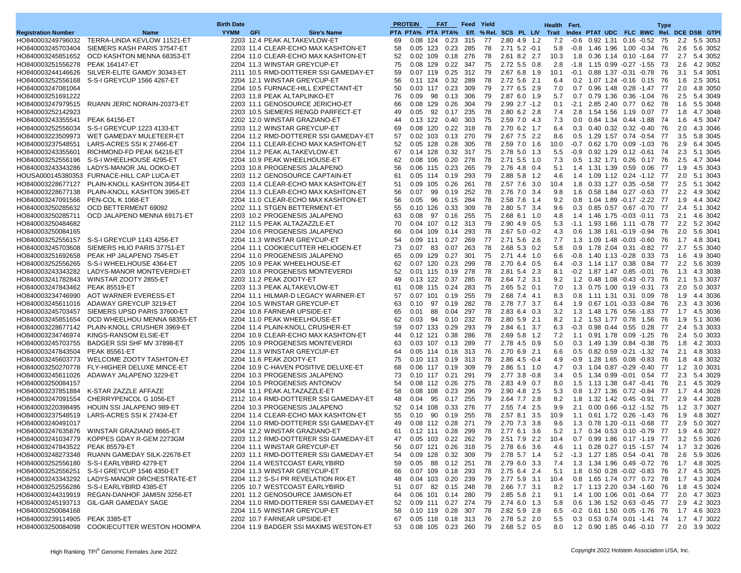| Registration Number | Name | Birth Date YYMM | GFI | Sire's Name | PROTEIN PTA | PROTEIN PTA% | FAT PTA | FAT PTA% | Feed Eff. | Yield %Rel. | SCS | PL | LIV | Health Trait | Fert. Index | PTAT | UDC | FLC | BWC | Type Rel. | DCE | DSB | GTPI |
|---|---|---|---|---|---|---|---|---|---|---|---|---|---|---|---|---|---|---|---|---|---|---|---|
| HO840003249796032 | TERRA-LINDA KEVLOW 11521-ET | 2203 | 12.4 | PEAK ALTAKEVLOW-ET | 69 | 0.08 | 124 | 0.23 | 315 | 77 | 2.80 | 4.9 | 1.2 | 7.2 | -0.6 | 0.92 | 1.31 | 0.16 | -0.52 | 75 | 2.2 | 5.5 | 3053 |
| HO840003245703404 | SIEMERS KASH PARIS 37547-ET | 2203 | 11.4 | CLEAR-ECHO MAX KASHTON-ET | 58 | 0.05 | 123 | 0.23 | 285 | 78 | 2.71 | 5.2 | -0.1 | 5.8 | -0.8 | 1.46 | 1.96 | 1.00 | -0.34 | 76 | 2.6 | 5.6 | 3052 |
| HO840003245851652 | OCD KASHTON MENNA 68353-ET | 2204 | 11.0 | CLEAR-ECHO MAX KASHTON-ET | 52 | 0.02 | 109 | 0.18 | 276 | 78 | 2.61 | 8.2 | 2.7 | 10.3 | 1.8 | 0.36 | 1.14 | 0.10 | -1.64 | 77 | 2.7 | 5.4 | 3052 |
| HO840003251556278 | PEAK 164147-ET | 2204 | 11.3 | WINSTAR GREYCUP-ET | 75 | 0.08 | 129 | 0.22 | 347 | 75 | 2.72 | 5.5 | 0.8 | 2.8 | -1.8 | 1.15 | 0.99 | -0.27 | -1.55 | 73 | 2.6 | 4.2 | 3052 |
| HO840003244146626 | SILVER-ELITE GAMDY 30343-ET | 2111 | 10.5 | RMD-DOTTERER SSI GAMEDAY-ET | 59 | 0.07 | 119 | 0.25 | 312 | 79 | 2.67 | 6.8 | 1.9 | 10.1 | -0.1 | 0.88 | 1.37 | -0.31 | -0.78 | 76 | 3.1 | 5.4 | 3051 |
| HO840003252556168 | S-S-I GREYCUP 1566 4267-ET | 2204 | 12.1 | WINSTAR GREYCUP-ET | 56 | 0.11 | 124 | 0.32 | 289 | 78 | 2.72 | 5.6 | 2.1 | 6.4 | 0.2 | 1.07 | 1.24 | -0.16 | 0.15 | 76 | 1.6 | 2.5 | 3051 |
| HO840003247081064 | | 2204 | 10.5 | FURNACE-HILL EXPECTANT-ET | 50 | 0.03 | 117 | 0.23 | 309 | 79 | 2.77 | 6.5 | 2.9 | 7.0 | 0.7 | 0.96 | 1.48 | 0.28 | -1.47 | 77 | 2.0 | 4.8 | 3050 |
| HO840003251691222 | | 2203 | 11.8 | PEAK ALTAPLINKO-ET | 76 | 0.09 | 98 | 0.13 | 306 | 79 | 2.87 | 6.0 | 1.9 | 5.7 | 0.7 | 0.79 | 1.36 | 0.36 | -1.04 | 76 | 2.5 | 5.4 | 3049 |
| HO840003247979515 | RUANN JERIC NORAIN-20373-ET | 2203 | 11.1 | GENOSOURCE JERICHO-ET | 66 | 0.08 | 129 | 0.26 | 304 | 79 | 2.99 | 2.7 | -1.2 | 0.1 | -2.1 | 2.85 | 2.40 | 0.77 | 0.62 | 78 | 1.6 | 5.5 | 3048 |
| HO840003252142923 | | 2203 | 10.5 | SIEMERS RENGD PARFECT-ET | 49 | 0.05 | 92 | 0.17 | 235 | 78 | 2.80 | 6.2 | 2.8 | 7.4 | 2.8 | 1.54 | 1.56 | 1.19 | 0.07 | 77 | 1.8 | 4.7 | 3048 |
| HO840003243355541 | PEAK 64156-ET | 2202 | 12.0 | WINSTAR GRAZIANO-ET | 44 | 0.13 | 122 | 0.40 | 303 | 75 | 2.59 | 7.0 | 4.3 | 7.3 | 0.0 | 0.84 | 1.34 | 0.44 | -1.88 | 74 | 1.6 | 4.5 | 3047 |
| HO840003252556034 | S-S-I GREYCUP 1223 4133-ET | 2203 | 11.2 | WINSTAR GREYCUP-ET | 69 | 0.08 | 120 | 0.22 | 318 | 78 | 2.77 | 6.2 | 1.7 | 6.4 | 0.3 | 0.40 | 0.32 | 0.32 | -0.40 | 76 | 2.0 | 4.3 | 3046 |
| HO840003223509973 | WET GAMEDAY MULETEER-ET | 2204 | 11.2 | RMD-DOTTERER SSI GAMEDAY-ET | 57 | 0.02 | 103 | 0.13 | 270 | 79 | 2.67 | 7.5 | 2.2 | 8.6 | 0.5 | 1.29 | 1.57 | 0.74 | -0.54 | 77 | 3.5 | 5.8 | 3045 |
| HO840003237548551 | LARS-ACRES SSI K 27466-ET | 2204 | 11.1 | CLEAR-ECHO MAX KASHTON-ET | 52 | 0.05 | 128 | 0.28 | 305 | 78 | 2.59 | 7.0 | 1.6 | 10.0 | -0.7 | 0.62 | 1.70 | 0.09 | -1.03 | 76 | 2.9 | 6.4 | 3045 |
| HO840003243355601 | RICHMOND-FD PEAK 64216-ET | 2204 | 11.2 | PEAK ALTAKEVLOW-ET | 67 | 0.14 | 128 | 0.32 | 317 | 75 | 2.78 | 5.0 | 1.3 | 5.5 | -0.9 | 0.92 | 1.29 | 0.12 | -0.61 | 74 | 2.3 | 5.1 | 3045 |
| HO840003252556196 | S-S-I WHEELHOUSE 4295-ET | 2204 | 10.9 | PEAK WHEELHOUSE-ET | 62 | 0.08 | 106 | 0.20 | 278 | 78 | 2.71 | 5.5 | 1.0 | 7.3 | 0.5 | 1.32 | 1.71 | 0.26 | 0.17 | 76 | 2.5 | 4.7 | 3044 |
| HO840003243343286 | LADYS-MANOR JAL OOKO-ET | 2203 | 10.8 | PROGENESIS JALAPENO | 56 | 0.06 | 115 | 0.23 | 265 | 79 | 2.76 | 4.8 | 0.4 | 5.1 | 1.4 | 1.31 | 1.39 | 0.59 | 0.06 | 77 | 1.9 | 4.5 | 3043 |
| HOUSA000145380353 | FURNACE-HILL CAP LUCA-ET | 2203 | 11.2 | GENOSOURCE CAPTAIN-ET | 61 | 0.05 | 114 | 0.19 | 293 | 79 | 2.88 | 5.8 | 1.2 | 4.6 | 1.4 | 1.09 | 1.12 | 0.24 | -1.12 | 77 | 2.0 | 5.1 | 3043 |
| HO840003228677127 | PLAIN-KNOLL KASHTON 3954-ET | 2203 | 11.4 | CLEAR-ECHO MAX KASHTON-ET | 51 | 0.09 | 105 | 0.26 | 261 | 78 | 2.57 | 7.6 | 3.0 | 10.4 | 1.8 | 0.33 | 1.27 | 0.35 | -0.58 | 77 | 2.5 | 5.1 | 3042 |
| HO840003228677138 | PLAIN-KNOLL KASHTON 3965-ET | 2204 | 11.3 | CLEAR-ECHO MAX KASHTON-ET | 56 | 0.07 | 99 | 0.19 | 252 | 78 | 2.76 | 7.0 | 3.4 | 9.8 | 1.6 | 0.58 | 1.84 | 0.27 | -0.63 | 77 | 2.2 | 4.9 | 3042 |
| HO840003247091566 | PEN-COL K 1068-ET | 2204 | 11.0 | CLEAR-ECHO MAX KASHTON-ET | 56 | 0.05 | 96 | 0.15 | 284 | 78 | 2.58 | 7.6 | 1.4 | 9.2 | 0.8 | 1.04 | 1.89 | -0.17 | -2.22 | 77 | 1.9 | 4.4 | 3042 |
| HO840003250285632 | OCD BETTERMENT 69092 | 2202 | 11.1 | STGEN BETTERMENT-ET | 55 | 0.10 | 126 | 0.33 | 309 | 78 | 2.80 | 5.7 | 3.4 | 9.6 | 0.3 | 0.85 | 0.57 | 0.67 | -0.70 | 77 | 2.4 | 5.1 | 3042 |
| HO840003250285711 | OCD JALAPENO MENNA 69171-ET | 2203 | 10.2 | PROGENESIS JALAPENO | 63 | 0.08 | 97 | 0.16 | 255 | 75 | 2.68 | 6.1 | 1.0 | 4.8 | 1.4 | 1.46 | 1.75 | -0.03 | -0.11 | 73 | 2.1 | 4.6 | 3042 |
| HO840003250484682 | | 2112 | 11.5 | PEAK ALTAZAZZLE-ET | 70 | 0.04 | 107 | 0.12 | 313 | 79 | 2.90 | 4.9 | 0.5 | 5.3 | -1.1 | 1.93 | 1.66 | 1.11 | -0.78 | 77 | 2.2 | 5.2 | 3042 |
| HO840003250084165 | | 2204 | 10.6 | PROGENESIS JALAPENO | 66 | 0.04 | 109 | 0.14 | 293 | 78 | 2.67 | 5.0 | -0.2 | 4.3 | 0.6 | 1.38 | 1.61 | -0.19 | -0.94 | 76 | 2.0 | 5.6 | 3041 |
| HO840003252556157 | S-S-I GREYCUP 1143 4256-ET | 2204 | 11.3 | WINSTAR GREYCUP-ET | 54 | 0.09 | 111 | 0.27 | 269 | 77 | 2.71 | 5.6 | 2.6 | 7.7 | 1.3 | 1.09 | 1.48 | -0.03 | -0.60 | 76 | 1.7 | 4.8 | 3041 |
| HO840003245703608 | SIEMERS HLIO PARIS 37751-ET | 2204 | 11.1 | COOKIECUTTER HELIOGEN-ET | 73 | 0.07 | 83 | 0.07 | 263 | 78 | 2.68 | 5.3 | 0.2 | 5.8 | 0.9 | 1.78 | 2.04 | 0.31 | -0.82 | 77 | 2.7 | 5.5 | 3040 |
| HO840003251692658 | PEAK HP JALAPENO 7545-ET | 2204 | 11.0 | PROGENESIS JALAPENO | 65 | 0.09 | 129 | 0.27 | 301 | 75 | 2.71 | 4.4 | 1.0 | 6.6 | -0.8 | 1.40 | 1.13 | -0.28 | 0.33 | 73 | 1.6 | 4.9 | 3040 |
| HO840003252556265 | S-S-I WHEELHOUSE 4364-ET | 2205 | 10.9 | PEAK WHEELHOUSE-ET | 62 | 0.07 | 120 | 0.23 | 299 | 78 | 2.70 | 6.4 | 0.5 | 6.4 | -0.3 | 1.14 | 1.17 | 0.38 | 0.84 | 77 | 2.2 | 5.6 | 3039 |
| HO840003243343282 | LADYS-MANOR MONTEVERDI-ET | 2203 | 10.8 | PROGENESIS MONTEVERDI | 52 | 0.01 | 115 | 0.19 | 278 | 78 | 2.81 | 5.4 | 2.3 | 8.1 | -0.2 | 1.87 | 1.47 | 0.85 | -0.01 | 76 | 1.3 | 4.3 | 3038 |
| HO840003241782843 | WINSTAR ZOOTY 2855-ET | 2203 | 11.2 | PEAK ZOOTY-ET | 49 | 0.13 | 122 | 0.37 | 285 | 78 | 2.74 | 7.2 | 3.1 | 9.2 | 1.2 | 0.48 | 1.08 | -0.43 | -0.73 | 76 | 2.1 | 5.3 | 3037 |
| HO840003247843462 | PEAK 85519-ET | 2203 | 11.3 | PEAK ALTAKEVLOW-ET | 61 | 0.08 | 115 | 0.24 | 283 | 75 | 2.65 | 5.2 | 0.1 | 7.0 | 1.3 | 0.75 | 1.00 | 0.19 | -0.31 | 73 | 2.0 | 5.0 | 3037 |
| HO840003234746990 | AOT WARNER EVERESS-ET | 2204 | 11.1 | HILMAR-D LEGACY WARNER-ET | 57 | 0.07 | 101 | 0.19 | 255 | 79 | 2.68 | 7.4 | 4.1 | 8.3 | 0.8 | 1.11 | 1.31 | 0.31 | 0.09 | 78 | 1.9 | 4.4 | 3036 |
| HO840003245611016 | ADAWAY GREYCUP 3219-ET | 2204 | 10.5 | WINSTAR GREYCUP-ET | 63 | 0.10 | 97 | 0.19 | 282 | 78 | 2.78 | 7.7 | 3.7 | 6.4 | 1.9 | 0.67 | 1.01 | -0.33 | -0.84 | 76 | 2.3 | 4.3 | 3036 |
| HO840003245703457 | SIEMERS UPSD PARIS 37600-ET | 2204 | 10.8 | FARNEAR UPSIDE-ET | 65 | 0.01 | 88 | 0.04 | 297 | 78 | 2.83 | 6.4 | 0.3 | 3.2 | 1.3 | 1.48 | 1.76 | 0.56 | -1.83 | 77 | 1.7 | 4.5 | 3036 |
| HO840003245851654 | OCD WHEELHOU MENNA 68355-ET | 2204 | 11.0 | PEAK WHEELHOUSE-ET | 62 | 0.03 | 94 | 0.10 | 232 | 78 | 2.80 | 5.9 | 2.1 | 8.2 | 1.2 | 1.53 | 1.77 | 0.78 | 1.56 | 76 | 1.9 | 5.1 | 3036 |
| HO840003228677142 | PLAIN-KNOLL CRUSHER 3969-ET | 2204 | 11.4 | PLAIN-KNOLL CRUSHER-ET | 59 | 0.07 | 133 | 0.29 | 293 | 79 | 2.84 | 6.1 | 3.7 | 6.3 | -0.3 | 0.98 | 0.44 | 0.55 | 0.28 | 77 | 2.4 | 5.3 | 3033 |
| HO840003234746974 | KINGS-RANSOM ELSIE-ET | 2204 | 10.9 | CLEAR-ECHO MAX KASHTON-ET | 44 | 0.12 | 121 | 0.38 | 286 | 78 | 2.69 | 5.8 | 1.2 | 7.2 | 1.1 | 0.91 | 1.78 | 0.09 | -1.25 | 76 | 2.4 | 5.0 | 3033 |
| HO840003245703755 | BADGER SSI SHF MV 37898-ET | 2205 | 10.9 | PROGENESIS MONTEVERDI | 63 | 0.03 | 107 | 0.13 | 289 | 77 | 2.78 | 4.5 | 0.9 | 5.0 | 0.3 | 1.49 | 1.39 | 0.84 | -0.38 | 75 | 1.8 | 4.2 | 3033 |
| HO840003247843504 | PEAK 85561-ET | 2204 | 11.3 | WINSTAR GREYCUP-ET | 64 | 0.05 | 114 | 0.18 | 313 | 76 | 2.70 | 6.9 | 2.1 | 6.6 | 0.5 | 0.82 | 0.59 | -0.21 | -1.32 | 74 | 2.1 | 4.8 | 3033 |
| HO840003245603773 | WELCOME ZOOTY TASHTON-ET | 2204 | 11.6 | PEAK ZOOTY-ET | 75 | 0.10 | 113 | 0.19 | 313 | 78 | 2.86 | 4.5 | -0.4 | 4.9 | -0.9 | 1.28 | 1.65 | 0.08 | -0.83 | 76 | 1.8 | 4.8 | 3032 |
| HO840003250270778 | FLY-HIGHER DELUXE MINCE-ET | 2204 | 10.9 | C-HAVEN POSITIVE DELUXE-ET | 68 | 0.06 | 117 | 0.19 | 309 | 79 | 2.86 | 5.1 | 1.0 | 4.7 | 0.3 | 1.04 | 0.87 | -0.29 | -0.40 | 77 | 1.2 | 3.0 | 3031 |
| HO840003245611026 | ADAWAY JALAPENO 3229-ET | 2204 | 10.3 | PROGENESIS JALAPENO | 73 | 0.10 | 117 | 0.21 | 291 | 79 | 2.77 | 3.8 | -0.8 | 3.4 | 0.5 | 1.34 | 0.99 | -0.01 | 0.54 | 77 | 2.3 | 5.4 | 3029 |
| HO840003250084157 | | 2204 | 10.5 | PROGENESIS ANTONOV | 54 | 0.08 | 112 | 0.26 | 275 | 78 | 2.83 | 4.9 | 0.7 | 8.0 | 1.5 | 1.13 | 1.38 | 0.47 | -0.41 | 76 | 2.1 | 4.5 | 3029 |
| HO840003237851884 | K-STAR ZAZZLE AFFAZE | 2204 | 11.1 | PEAK ALTAZAZZLE-ET | 58 | 0.08 | 108 | 0.23 | 296 | 79 | 2.90 | 4.8 | 2.5 | 5.3 | 0.8 | 1.27 | 1.36 | 0.72 | -0.84 | 77 | 1.7 | 4.4 | 3028 |
| HO840003247091554 | CHERRYPENCOL G 1056-ET | 2112 | 10.4 | RMD-DOTTERER SSI GAMEDAY-ET | 48 | 0.04 | 95 | 0.17 | 255 | 79 | 2.64 | 7.7 | 2.8 | 8.2 | 1.8 | 1.32 | 1.42 | 0.45 | -0.91 | 77 | 2.9 | 4.4 | 3028 |
| HO840003220398495 | HOUIN SSI JALAPENO 989-ET | 2204 | 10.3 | PROGENESIS JALAPENO | 52 | 0.14 | 108 | 0.33 | 276 | 77 | 2.55 | 7.4 | 2.5 | 9.9 | 2.1 | 0.00 | 0.66 | -0.12 | -1.52 | 75 | 1.2 | 3.7 | 3027 |
| HO840003237548519 | LARS-ACRES SSI K 27434-ET | 2204 | 11.4 | CLEAR-ECHO MAX KASHTON-ET | 55 | 0.10 | 90 | 0.19 | 255 | 78 | 2.57 | 8.1 | 3.5 | 10.9 | 1.1 | 0.61 | 1.72 | 0.26 | -1.43 | 76 | 1.9 | 4.8 | 3027 |
| HO840003240491017 | | 2204 | 11.0 | RMD-DOTTERER SSI GAMEDAY-ET | 49 | 0.08 | 112 | 0.28 | 271 | 79 | 2.70 | 7.3 | 3.8 | 9.6 | 1.3 | 0.78 | 1.20 | -0.11 | -0.68 | 77 | 2.9 | 5.0 | 3027 |
| HO840003247635876 | WINSTAR GRAZIANO 8665-ET | 2204 | 12.2 | WINSTAR GRAZIANO-ET | 61 | 0.12 | 111 | 0.28 | 299 | 78 | 2.77 | 6.1 | 3.6 | 5.2 | 1.7 | 0.34 | 0.53 | 0.10 | -0.79 | 77 | 1.9 | 4.6 | 3027 |
| HO840003241034779 | KOPPES GDAY R-GEM 2273GM | 2203 | 11.2 | RMD-DOTTERER SSI GAMEDAY-ET | 47 | 0.05 | 103 | 0.22 | 262 | 79 | 2.51 | 7.9 | 2.2 | 10.4 | 0.7 | 0.99 | 1.86 | 0.17 | -1.19 | 77 | 3.2 | 5.5 | 3026 |
| HO840003247843522 | PEAK 85579-ET | 2204 | 11.1 | WINSTAR GREYCUP-ET | 56 | 0.07 | 121 | 0.26 | 318 | 75 | 2.78 | 6.6 | 3.6 | 4.6 | 1.1 | 0.28 | 0.27 | 0.15 | -1.57 | 74 | 1.7 | 3.2 | 3026 |
| HO840003248273348 | RUANN GAMEDAY SILK-22678-ET | 2203 | 11.1 | RMD-DOTTERER SSI GAMEDAY-ET | 54 | 0.09 | 128 | 0.32 | 309 | 79 | 2.78 | 5.7 | 1.4 | 5.2 | -1.3 | 1.27 | 1.85 | 0.54 | -0.41 | 78 | 2.6 | 5.9 | 3026 |
| HO840003252556180 | S-S-I EARLYBIRD 4279-ET | 2204 | 11.4 | WESTCOAST EARLYBIRD | 59 | 0.05 | 88 | 0.12 | 251 | 78 | 2.79 | 6.0 | 3.3 | 7.4 | 1.3 | 1.34 | 1.96 | 0.49 | -0.72 | 76 | 1.7 | 4.8 | 3025 |
| HO840003252556251 | S-S-I GREYCUP 1546 4350-ET | 2204 | 11.3 | WINSTAR GREYCUP-ET | 66 | 0.07 | 109 | 0.18 | 293 | 78 | 2.75 | 6.4 | 2.4 | 5.1 | 1.8 | 0.50 | 0.28 | -0.02 | -0.83 | 76 | 2.7 | 4.5 | 3025 |
| HO840003243343292 | LADYS-MANOR ORCHESTRATE-ET | 2204 | 11.2 | S-S-I PR REVELATION RIX-ET | 48 | 0.04 | 103 | 0.20 | 239 | 79 | 2.77 | 5.9 | 3.1 | 10.4 | 0.8 | 1.65 | 1.74 | 0.77 | 0.72 | 78 | 1.7 | 4.3 | 3024 |
| HO840003252556286 | S-S-I EARLYBIRD 4385-ET | 2205 | 10.7 | WESTCOAST EARLYBIRD | 51 | 0.07 | 82 | 0.15 | 248 | 78 | 2.66 | 7.7 | 3.1 | 8.2 | 1.7 | 1.13 | 2.20 | 0.34 | -1.60 | 76 | 1.8 | 4.5 | 3024 |
| HO840003244319919 | REGAN-DANHOF JAMISN 3256-ET | 2201 | 11.2 | GENOSOURCE JAMISON-ET | 64 | 0.06 | 101 | 0.14 | 280 | 79 | 2.85 | 5.8 | 2.1 | 9.1 | 1.4 | 1.00 | 1.06 | 0.01 | -0.64 | 77 | 2.0 | 4.7 | 3023 |
| HO840003245193713 | GIL-GAR GAMEDAY SAGE | 2204 | 11.0 | RMD-DOTTERER SSI GAMEDAY-ET | 52 | 0.09 | 111 | 0.27 | 274 | 79 | 2.74 | 6.0 | 1.3 | 5.8 | 0.6 | 1.36 | 1.52 | 0.63 | -0.45 | 77 | 2.9 | 4.2 | 3023 |
| HO840003250084168 | | 2204 | 11.5 | WINSTAR GREYCUP-ET | 58 | 0.10 | 119 | 0.28 | 307 | 78 | 2.82 | 5.9 | 2.8 | 6.5 | -0.2 | 0.61 | 1.50 | 0.05 | -1.76 | 76 | 1.7 | 4.6 | 3023 |
| HO840003239114905 | PEAK 3385-ET | 2202 | 10.7 | FARNEAR UPSIDE-ET | 67 | 0.05 | 118 | 0.18 | 313 | 76 | 2.78 | 5.2 | 2.0 | 5.5 | 0.3 | 0.53 | 0.74 | 0.01 | -1.41 | 74 | 1.7 | 4.7 | 3022 |
| HO840003250084098 | COOKIECUTTER WESTON HOOMPA | 2204 | 11.9 | BADGER SSI MAXIMS WESTON-ET | 53 | 0.08 | 105 | 0.23 | 260 | 79 | 2.68 | 5.2 | 0.5 | 8.0 | 1.2 | 0.90 | 1.85 | 0.46 | -0.10 | 77 | 2.0 | 3.9 | 3022 |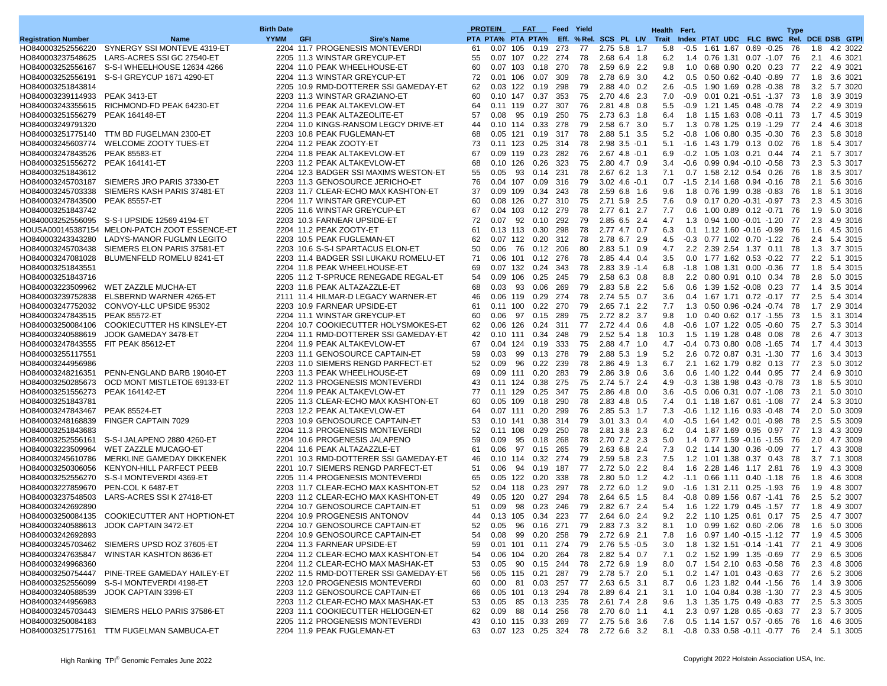| Registration Number | Name | Birth Date YYMM | GFI | Sire's Name | PROTEIN PTA | PROTEIN PTA% | FAT PTA | FAT PTA% | Feed Eff. | Yield %Rel. | SCS | PL | LIV | Health Trait | Fert. Index | PTAT | UDC | FLC | BWC | Type Rel. | DCE | DSB | GTPI |
|---|---|---|---|---|---|---|---|---|---|---|---|---|---|---|---|---|---|---|---|---|---|---|---|
| HO840003252556220 | SYNERGY SSI MONTEVE 4319-ET | 2204 | 11.7 | PROGENESIS MONTEVERDI | 61 | 0.07 | 105 | 0.19 | 273 | 77 | 2.75 | 5.8 | 1.7 | 5.8 | -0.5 | 1.61 | 1.67 | 0.69 | -0.25 | 76 | 1.8 | 4.2 | 3022 |
| HO840003237548625 | LARS-ACRES SSI GC 27540-ET | 2205 | 11.3 | WINSTAR GREYCUP-ET | 55 | 0.07 | 107 | 0.22 | 274 | 78 | 2.68 | 6.4 | 1.8 | 6.2 | 1.4 | 0.76 | 1.31 | 0.07 | -1.07 | 76 | 2.1 | 4.6 | 3021 |
| HO840003252556167 | S-S-I WHEELHOUSE 12634 4266 | 2204 | 11.0 | PEAK WHEELHOUSE-ET | 60 | 0.07 | 103 | 0.18 | 270 | 78 | 2.59 | 6.9 | 2.2 | 9.8 | 1.0 | 0.68 | 0.90 | 0.20 | 0.23 | 77 | 2.2 | 4.9 | 3021 |
| HO840003252556191 | S-S-I GREYCUP 1671 4290-ET | 2204 | 11.3 | WINSTAR GREYCUP-ET | 72 | 0.01 | 106 | 0.07 | 309 | 78 | 2.78 | 6.9 | 3.0 | 4.2 | 0.5 | 0.50 | 0.62 | -0.40 | -0.89 | 77 | 1.8 | 3.6 | 3021 |
| HO840003251843814 | | 2205 | 10.9 | RMD-DOTTERER SSI GAMEDAY-ET | 62 | 0.03 | 122 | 0.19 | 298 | 79 | 2.88 | 4.0 | 0.2 | 2.6 | -0.5 | 1.90 | 1.69 | 0.28 | -0.38 | 78 | 3.2 | 5.7 | 3020 |
| HO840003239114933 | PEAK 3413-ET | 2203 | 11.3 | WINSTAR GRAZIANO-ET | 60 | 0.10 | 147 | 0.37 | 353 | 75 | 2.70 | 4.6 | 2.3 | 7.0 | -0.9 | 0.01 | 0.21 | -0.51 | -1.37 | 73 | 1.8 | 3.9 | 3019 |
| HO840003243355615 | RICHMOND-FD PEAK 64230-ET | 2204 | 11.6 | PEAK ALTAKEVLOW-ET | 64 | 0.11 | 119 | 0.27 | 307 | 76 | 2.81 | 4.8 | 0.8 | 5.5 | -0.9 | 1.21 | 1.45 | 0.48 | -0.78 | 74 | 2.2 | 4.9 | 3019 |
| HO840003251556279 | PEAK 164148-ET | 2204 | 11.3 | PEAK ALTAZEOLITE-ET | 57 | 0.08 | 95 | 0.19 | 250 | 75 | 2.73 | 6.3 | 1.8 | 6.4 | 1.8 | 1.15 | 1.63 | 0.08 | -0.11 | 73 | 1.7 | 4.5 | 3019 |
| HO840003249791320 | | 2204 | 11.0 | KINGS-RANSOM LEGCY DRIVE-ET | 44 | 0.10 | 114 | 0.33 | 278 | 79 | 2.58 | 6.7 | 3.0 | 5.7 | 1.3 | 0.78 | 1.25 | 0.19 | -1.29 | 77 | 2.4 | 4.6 | 3018 |
| HO840003251775140 | TTM BD FUGELMAN 2300-ET | 2203 | 10.8 | PEAK FUGELMAN-ET | 68 | 0.05 | 121 | 0.19 | 317 | 78 | 2.88 | 5.1 | 3.5 | 5.2 | -0.8 | 1.06 | 0.80 | 0.35 | -0.30 | 76 | 2.3 | 5.8 | 3018 |
| HO840003245603774 | WELCOME ZOOTY TUES-ET | 2204 | 11.2 | PEAK ZOOTY-ET | 73 | 0.11 | 123 | 0.25 | 314 | 78 | 2.98 | 3.5 | -0.1 | 5.1 | -1.6 | 1.43 | 1.79 | 0.13 | 0.02 | 76 | 1.8 | 5.4 | 3017 |
| HO840003247843526 | PEAK 85583-ET | 2204 | 11.8 | PEAK ALTAKEVLOW-ET | 67 | 0.09 | 119 | 0.23 | 282 | 76 | 2.67 | 4.8 | -0.1 | 6.9 | -0.2 | 1.05 | 1.03 | 0.21 | 0.44 | 74 | 2.1 | 5.7 | 3017 |
| HO840003251556272 | PEAK 164141-ET | 2203 | 11.2 | PEAK ALTAKEVLOW-ET | 68 | 0.10 | 126 | 0.26 | 323 | 75 | 2.80 | 4.7 | 0.9 | 3.4 | -0.6 | 0.99 | 0.94 | -0.10 | -0.58 | 73 | 2.3 | 5.3 | 3017 |
| HO840003251843612 | | 2204 | 12.3 | BADGER SSI MAXIMS WESTON-ET | 55 | 0.05 | 93 | 0.14 | 231 | 78 | 2.67 | 6.2 | 1.3 | 7.1 | 0.7 | 1.58 | 2.12 | 0.54 | 0.26 | 76 | 1.8 | 3.5 | 3017 |
| HO840003245703187 | SIEMERS JRO PARIS 37330-ET | 2203 | 11.3 | GENOSOURCE JERICHO-ET | 76 | 0.04 | 107 | 0.09 | 316 | 79 | 3.02 | 4.6 | -0.1 | 0.7 | -1.5 | 2.14 | 1.68 | 0.94 | -0.16 | 78 | 2.1 | 5.6 | 3016 |
| HO840003245703338 | SIEMERS KASH PARIS 37481-ET | 2203 | 11.7 | CLEAR-ECHO MAX KASHTON-ET | 37 | 0.09 | 109 | 0.34 | 243 | 78 | 2.59 | 6.8 | 1.6 | 9.6 | 1.8 | 0.76 | 1.99 | 0.38 | -0.83 | 76 | 1.8 | 5.1 | 3016 |
| HO840003247843500 | PEAK 85557-ET | 2204 | 11.7 | WINSTAR GREYCUP-ET | 60 | 0.08 | 126 | 0.27 | 310 | 75 | 2.71 | 5.9 | 2.5 | 7.6 | 0.9 | 0.17 | 0.20 | -0.31 | -0.97 | 73 | 2.3 | 4.5 | 3016 |
| HO840003251843742 | | 2205 | 11.6 | WINSTAR GREYCUP-ET | 67 | 0.04 | 103 | 0.12 | 279 | 78 | 2.77 | 6.1 | 2.7 | 7.7 | 0.6 | 1.00 | 0.89 | 0.12 | -0.71 | 76 | 1.9 | 5.0 | 3016 |
| HO840003252556095 | S-S-I UPSIDE 12569 4194-ET | 2203 | 10.3 | FARNEAR UPSIDE-ET | 72 | 0.07 | 92 | 0.10 | 292 | 79 | 2.85 | 6.5 | 2.4 | 4.7 | 1.3 | 0.94 | 1.00 | -0.01 | -1.20 | 77 | 2.3 | 4.9 | 3016 |
| HOUSA000145387154 | MELON-PATCH ZOOT ESSENCE-ET | 2204 | 11.2 | PEAK ZOOTY-ET | 61 | 0.13 | 113 | 0.30 | 298 | 78 | 2.77 | 4.7 | 0.7 | 6.3 | 0.1 | 1.12 | 1.60 | -0.16 | -0.99 | 76 | 1.6 | 4.5 | 3016 |
| HO840003243343280 | LADYS-MANOR FUGLMN LEGITO | 2203 | 10.5 | PEAK FUGELMAN-ET | 62 | 0.07 | 112 | 0.20 | 312 | 78 | 2.78 | 6.7 | 2.9 | 4.5 | -0.3 | 0.77 | 1.02 | 0.70 | -1.22 | 76 | 2.4 | 5.4 | 3015 |
| HO840003245703438 | SIEMERS ELON PARIS 37581-ET | 2203 | 10.6 | S-S-I SPARTACUS ELON-ET | 50 | 0.06 | 76 | 0.12 | 206 | 80 | 2.83 | 5.1 | 0.9 | 4.7 | 2.2 | 2.39 | 2.54 | 1.37 | 0.11 | 78 | 1.3 | 3.7 | 3015 |
| HO840003247081028 | BLUMENFELD ROMELU 8241-ET | 2203 | 11.4 | BADGER SSI LUKAKU ROMELU-ET | 71 | 0.06 | 101 | 0.12 | 276 | 78 | 2.85 | 4.4 | 0.4 | 3.5 | 0.0 | 1.77 | 1.62 | 0.53 | -0.22 | 77 | 2.2 | 5.1 | 3015 |
| HO840003251843551 | | 2204 | 11.8 | PEAK WHEELHOUSE-ET | 69 | 0.07 | 132 | 0.24 | 343 | 78 | 2.83 | 3.9 | -1.4 | 6.8 | -1.8 | 1.08 | 1.31 | 0.00 | -0.36 | 77 | 1.8 | 5.4 | 3015 |
| HO840003251843716 | | 2205 | 11.2 | T-SPRUCE RENEGADE REGAL-ET | 54 | 0.09 | 106 | 0.25 | 245 | 79 | 2.58 | 6.3 | 0.8 | 8.8 | 2.2 | 0.80 | 0.91 | 0.10 | 0.34 | 78 | 2.8 | 5.0 | 3015 |
| HO840003223509962 | WET ZAZZLE MUCHA-ET | 2203 | 11.8 | PEAK ALTAZAZZLE-ET | 68 | 0.03 | 93 | 0.06 | 269 | 79 | 2.83 | 5.8 | 2.2 | 5.6 | 0.6 | 1.39 | 1.52 | -0.08 | 0.23 | 77 | 1.4 | 3.5 | 3014 |
| HO840003239752838 | ELSBERND WARNER 4265-ET | 2111 | 11.4 | HILMAR-D LEGACY WARNER-ET | 46 | 0.06 | 119 | 0.29 | 274 | 78 | 2.74 | 5.5 | 0.7 | 3.6 | 0.4 | 1.67 | 1.71 | 0.72 | -0.17 | 77 | 2.5 | 5.4 | 3014 |
| HO840003247752032 | CONVOY-LLC UPSIDE 95302 | 2203 | 10.9 | FARNEAR UPSIDE-ET | 61 | 0.11 | 100 | 0.22 | 270 | 79 | 2.65 | 7.1 | 2.2 | 7.7 | 1.3 | 0.50 | 0.96 | -0.24 | -0.74 | 78 | 1.7 | 2.9 | 3014 |
| HO840003247843515 | PEAK 85572-ET | 2204 | 11.1 | WINSTAR GREYCUP-ET | 60 | 0.06 | 97 | 0.15 | 289 | 75 | 2.72 | 8.2 | 3.7 | 9.8 | 1.0 | 0.40 | 0.62 | 0.17 | -1.55 | 73 | 1.5 | 3.1 | 3014 |
| HO840003250084106 | COOKIECUTTER HS KINSLEY-ET | 2204 | 10.7 | COOKIECUTTER HOLYSMOKES-ET | 62 | 0.06 | 126 | 0.24 | 311 | 77 | 2.72 | 4.4 | 0.6 | 4.8 | -0.6 | 1.07 | 1.22 | 0.05 | -0.60 | 75 | 2.7 | 5.3 | 3014 |
| HO840003240588619 | JOOK GAMEDAY 3478-ET | 2204 | 11.1 | RMD-DOTTERER SSI GAMEDAY-ET | 42 | 0.10 | 111 | 0.34 | 248 | 79 | 2.52 | 5.4 | 1.8 | 10.3 | 1.5 | 1.19 | 1.28 | 0.48 | 0.08 | 78 | 2.6 | 4.7 | 3013 |
| HO840003247843555 | FIT PEAK 85612-ET | 2204 | 11.9 | PEAK ALTAKEVLOW-ET | 67 | 0.04 | 124 | 0.19 | 333 | 75 | 2.88 | 4.7 | 1.0 | 4.7 | -0.4 | 0.73 | 0.80 | 0.08 | -1.65 | 74 | 1.7 | 4.4 | 3013 |
| HO840003255117551 | | 2203 | 11.1 | GENOSOURCE CAPTAIN-ET | 59 | 0.03 | 99 | 0.13 | 278 | 79 | 2.88 | 5.3 | 1.9 | 5.2 | 2.6 | 0.72 | 0.87 | 0.31 | -1.30 | 77 | 1.6 | 3.4 | 3013 |
| HO840003244956986 | | 2203 | 11.0 | SIEMERS RENGD PARFECT-ET | 52 | 0.09 | 96 | 0.22 | 239 | 78 | 2.86 | 4.9 | 1.3 | 6.7 | 2.1 | 1.62 | 1.79 | 0.82 | 0.13 | 77 | 2.3 | 5.0 | 3012 |
| HO840003248216351 | PENN-ENGLAND BARB 19040-ET | 2203 | 11.3 | PEAK WHEELHOUSE-ET | 69 | 0.09 | 111 | 0.20 | 283 | 79 | 2.86 | 3.9 | 0.6 | 3.6 | 0.6 | 1.40 | 1.22 | 0.44 | 0.95 | 77 | 2.4 | 6.9 | 3010 |
| HO840003250285673 | OCD MONT MISTLETOE 69133-ET | 2202 | 11.3 | PROGENESIS MONTEVERDI | 43 | 0.11 | 124 | 0.38 | 275 | 75 | 2.74 | 5.7 | 2.4 | 4.9 | -0.3 | 1.38 | 1.98 | 0.43 | -0.78 | 73 | 1.8 | 5.5 | 3010 |
| HO840003251556273 | PEAK 164142-ET | 2204 | 11.9 | PEAK ALTAKEVLOW-ET | 77 | 0.11 | 129 | 0.25 | 347 | 75 | 2.86 | 4.8 | 0.0 | 3.6 | -0.5 | 0.06 | 0.31 | 0.07 | -1.08 | 73 | 2.1 | 5.0 | 3010 |
| HO840003251843781 | | 2205 | 11.3 | CLEAR-ECHO MAX KASHTON-ET | 60 | 0.05 | 109 | 0.18 | 290 | 78 | 2.83 | 4.8 | 0.5 | 7.4 | 0.1 | 1.18 | 1.67 | 0.61 | -1.08 | 77 | 2.4 | 5.3 | 3010 |
| HO840003247843467 | PEAK 85524-ET | 2203 | 12.2 | PEAK ALTAKEVLOW-ET | 64 | 0.07 | 111 | 0.20 | 299 | 76 | 2.85 | 5.3 | 1.7 | 7.3 | -0.6 | 1.12 | 1.16 | 0.93 | -0.48 | 74 | 2.0 | 5.0 | 3009 |
| HO840003248168839 | FINGER CAPTAIN 7029 | 2203 | 10.9 | GENOSOURCE CAPTAIN-ET | 53 | 0.10 | 141 | 0.38 | 314 | 79 | 3.01 | 3.3 | 0.4 | 4.0 | -0.5 | 1.64 | 1.42 | 0.01 | -0.98 | 78 | 2.5 | 5.5 | 3009 |
| HO840003251843683 | | 2204 | 11.3 | PROGENESIS MONTEVERDI | 52 | 0.11 | 108 | 0.29 | 250 | 78 | 2.81 | 3.8 | 2.3 | 6.2 | 0.4 | 1.87 | 1.69 | 0.95 | 0.97 | 77 | 1.3 | 4.3 | 3009 |
| HO840003252556161 | S-S-I JALAPENO 2880 4260-ET | 2204 | 10.6 | PROGENESIS JALAPENO | 59 | 0.09 | 95 | 0.18 | 268 | 78 | 2.70 | 7.2 | 2.3 | 5.0 | 1.4 | 0.77 | 1.59 | -0.16 | -1.55 | 76 | 2.0 | 4.7 | 3009 |
| HO840003223509964 | WET ZAZZLE MUCAGO-ET | 2204 | 11.6 | PEAK ALTAZAZZLE-ET | 61 | 0.06 | 97 | 0.15 | 265 | 79 | 2.63 | 6.8 | 2.4 | 7.3 | 0.2 | 1.14 | 1.30 | 0.36 | -0.09 | 77 | 1.7 | 4.3 | 3008 |
| HO840003245610786 | MERKLINE GAMEDAY DIKKENEK | 2201 | 10.3 | RMD-DOTTERER SSI GAMEDAY-ET | 46 | 0.10 | 114 | 0.32 | 274 | 79 | 2.59 | 5.8 | 2.3 | 7.5 | 1.2 | 1.01 | 1.38 | 0.37 | 0.43 | 78 | 3.7 | 7.1 | 3008 |
| HO840003250306056 | KENYON-HILL PARFECT PEEB | 2201 | 10.7 | SIEMERS RENGD PARFECT-ET | 51 | 0.06 | 94 | 0.19 | 187 | 77 | 2.72 | 5.0 | 2.2 | 8.4 | 1.6 | 2.28 | 1.46 | 1.17 | 2.81 | 76 | 1.9 | 4.3 | 3008 |
| HO840003252556270 | S-S-I MONTEVERDI 4369-ET | 2205 | 11.4 | PROGENESIS MONTEVERDI | 65 | 0.05 | 122 | 0.20 | 338 | 78 | 2.80 | 5.0 | 1.2 | 4.2 | -1.1 | 0.66 | 1.11 | 0.40 | -1.18 | 76 | 1.8 | 4.6 | 3008 |
| HO840003227859670 | PEN-COL K 6487-ET | 2203 | 11.7 | CLEAR-ECHO MAX KASHTON-ET | 52 | 0.04 | 118 | 0.23 | 297 | 78 | 2.72 | 6.0 | 1.2 | 9.0 | -1.6 | 1.31 | 2.11 | 0.25 | -1.93 | 76 | 1.9 | 4.8 | 3007 |
| HO840003237548503 | LARS-ACRES SSI K 27418-ET | 2203 | 11.2 | CLEAR-ECHO MAX KASHTON-ET | 49 | 0.05 | 120 | 0.27 | 294 | 78 | 2.64 | 6.5 | 1.5 | 8.4 | -0.8 | 0.89 | 1.56 | 0.67 | -1.41 | 76 | 2.5 | 5.2 | 3007 |
| HO840003242692890 | | 2204 | 10.7 | GENOSOURCE CAPTAIN-ET | 51 | 0.09 | 98 | 0.23 | 246 | 79 | 2.82 | 6.7 | 2.4 | 5.4 | 1.6 | 1.22 | 1.79 | 0.45 | -1.57 | 77 | 1.8 | 4.9 | 3007 |
| HO840003250084135 | COOKIECUTTER ANT HOPTION-ET | 2204 | 10.9 | PROGENESIS ANTONOV | 44 | 0.13 | 105 | 0.34 | 223 | 77 | 2.64 | 6.0 | 2.4 | 9.2 | 2.2 | 1.10 | 1.25 | 0.61 | 0.17 | 75 | 2.5 | 4.7 | 3007 |
| HO840003240588613 | JOOK CAPTAIN 3472-ET | 2204 | 10.7 | GENOSOURCE CAPTAIN-ET | 52 | 0.05 | 96 | 0.16 | 271 | 79 | 2.83 | 7.3 | 3.2 | 8.1 | 1.0 | 0.99 | 1.62 | 0.60 | -2.06 | 78 | 1.6 | 5.0 | 3006 |
| HO840003242692893 | | 2204 | 10.9 | GENOSOURCE CAPTAIN-ET | 54 | 0.08 | 99 | 0.20 | 258 | 79 | 2.72 | 6.9 | 2.1 | 7.8 | 1.6 | 0.97 | 1.40 | -0.15 | -1.12 | 77 | 1.9 | 4.5 | 3006 |
| HO840003245703462 | SIEMERS UPSD ROZ 37605-ET | 2204 | 11.3 | FARNEAR UPSIDE-ET | 59 | 0.01 | 101 | 0.11 | 274 | 79 | 2.76 | 5.5 | -0.5 | 3.0 | 1.8 | 1.32 | 1.51 | -0.14 | -1.41 | 77 | 2.1 | 4.9 | 3006 |
| HO840003247635847 | WINSTAR KASHTON 8636-ET | 2204 | 11.2 | CLEAR-ECHO MAX KASHTON-ET | 54 | 0.06 | 104 | 0.20 | 264 | 78 | 2.82 | 5.4 | 0.7 | 7.1 | 0.2 | 1.52 | 1.99 | 1.35 | -0.69 | 77 | 2.9 | 6.5 | 3006 |
| HO840003249968360 | | 2204 | 11.2 | CLEAR-ECHO MAX MASHAK-ET | 53 | 0.05 | 90 | 0.15 | 244 | 78 | 2.72 | 6.9 | 1.9 | 8.0 | 0.7 | 1.54 | 2.10 | 0.63 | -0.58 | 76 | 2.3 | 4.8 | 3006 |
| HO840003250754447 | PINE-TREE GAMEDAY HAILEY-ET | 2202 | 11.5 | RMD-DOTTERER SSI GAMEDAY-ET | 56 | 0.05 | 115 | 0.21 | 287 | 79 | 2.78 | 5.7 | 2.0 | 5.1 | 0.2 | 1.47 | 1.01 | 0.43 | -0.63 | 77 | 2.6 | 5.2 | 3006 |
| HO840003252556099 | S-S-I MONTEVERDI 4198-ET | 2203 | 12.0 | PROGENESIS MONTEVERDI | 60 | 0.00 | 81 | 0.03 | 257 | 77 | 2.63 | 6.5 | 3.1 | 8.7 | 0.6 | 1.23 | 1.82 | 0.44 | -1.56 | 76 | 1.4 | 3.9 | 3006 |
| HO840003240588539 | JOOK CAPTAIN 3398-ET | 2203 | 11.2 | GENOSOURCE CAPTAIN-ET | 66 | 0.05 | 101 | 0.13 | 294 | 78 | 2.89 | 6.4 | 2.1 | 3.1 | 1.0 | 1.04 | 0.84 | 0.38 | -1.30 | 77 | 2.3 | 4.5 | 3005 |
| HO840003244956983 | | 2203 | 11.2 | CLEAR-ECHO MAX MASHAK-ET | 53 | 0.05 | 85 | 0.13 | 235 | 78 | 2.61 | 7.4 | 2.8 | 9.6 | 1.3 | 1.35 | 1.75 | 0.49 | -0.83 | 77 | 2.5 | 5.3 | 3005 |
| HO840003245703443 | SIEMERS HELO PARIS 37586-ET | 2203 | 11.1 | COOKIECUTTER HELIOGEN-ET | 62 | 0.09 | 88 | 0.14 | 256 | 78 | 2.70 | 6.0 | 1.1 | 4.1 | 2.3 | 0.97 | 1.28 | 0.65 | -0.63 | 77 | 2.3 | 5.7 | 3005 |
| HO840003250084183 | | 2205 | 11.2 | PROGENESIS MONTEVERDI | 43 | 0.10 | 115 | 0.33 | 269 | 77 | 2.75 | 5.6 | 3.6 | 7.6 | 0.5 | 1.14 | 1.57 | 0.57 | -0.65 | 76 | 1.6 | 4.6 | 3005 |
| HO840003251775161 | TTM FUGELMAN SAMBUCA-ET | 2204 | 11.9 | PEAK FUGELMAN-ET | 63 | 0.07 | 123 | 0.25 | 324 | 78 | 2.72 | 6.6 | 3.2 | 8.1 | -0.8 | 0.33 | 0.58 | -0.11 | -0.77 | 76 | 2.4 | 5.1 | 3005 |

High Ranking TPI® Genomic Females June 2022

Copyright 2022 Holstein Association USA, Inc.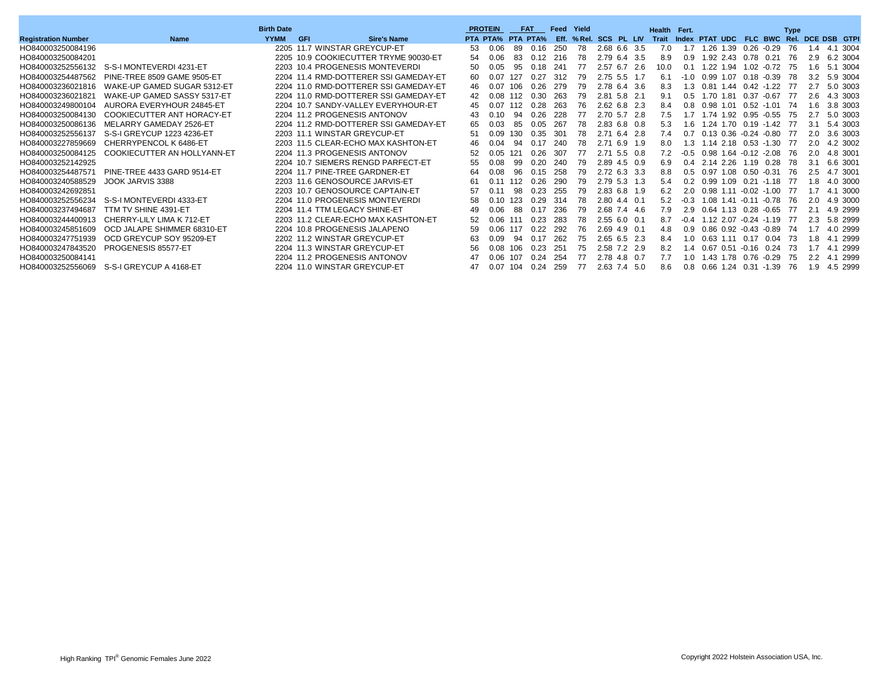| | | Birth Date | | | PROTEIN | | FAT | | Feed | Yield | | | | Health | Fert. | | | | | Type | | | |
|---|---|---|---|---|---|---|---|---|---|---|---|---|---|---|---|---|---|---|---|---|---|---|---|
| Registration Number | Name | YYMM | GFI | Sire's Name | PTA | PTA% | PTA | PTA% | Eff. | % Rel. | SCS | PL | LIV | Trait | Index | PTAT | UDC | FLC | BWC | Rel. | DCE | DSB | GTPI |
| HO840003250084196 | | 2205 | 11.7 | WINSTAR GREYCUP-ET | 53 | 0.06 | 89 | 0.16 | 250 | 78 | 2.68 | 6.6 | 3.5 | 7.0 | 1.7 | 1.26 | 1.39 | 0.26 | -0.29 | 76 | 1.4 | 4.1 | 3004 |
| HO840003250084201 | | 2205 | 10.9 | COOKIECUTTER TRYME 90030-ET | 54 | 0.06 | 83 | 0.12 | 216 | 78 | 2.79 | 6.4 | 3.5 | 8.9 | 0.9 | 1.92 | 2.43 | 0.78 | 0.21 | 76 | 2.9 | 6.2 | 3004 |
| HO840003252556132 | S-S-I MONTEVERDI 4231-ET | 2203 | 10.4 | PROGENESIS MONTEVERDI | 50 | 0.05 | 95 | 0.18 | 241 | 77 | 2.57 | 6.7 | 2.6 | 10.0 | 0.1 | 1.22 | 1.94 | 1.02 | -0.72 | 75 | 1.6 | 5.1 | 3004 |
| HO840003254487562 | PINE-TREE 8509 GAME 9505-ET | 2204 | 11.4 | RMD-DOTTERER SSI GAMEDAY-ET | 60 | 0.07 | 127 | 0.27 | 312 | 79 | 2.75 | 5.5 | 1.7 | 6.1 | -1.0 | 0.99 | 1.07 | 0.18 | -0.39 | 78 | 3.2 | 5.9 | 3004 |
| HO840003236021816 | WAKE-UP GAMED SUGAR 5312-ET | 2204 | 11.0 | RMD-DOTTERER SSI GAMEDAY-ET | 46 | 0.07 | 106 | 0.26 | 279 | 79 | 2.78 | 6.4 | 3.6 | 8.3 | 1.3 | 0.81 | 1.44 | 0.42 | -1.22 | 77 | 2.7 | 5.0 | 3003 |
| HO840003236021821 | WAKE-UP GAMED SASSY 5317-ET | 2204 | 11.0 | RMD-DOTTERER SSI GAMEDAY-ET | 42 | 0.08 | 112 | 0.30 | 263 | 79 | 2.81 | 5.8 | 2.1 | 9.1 | 0.5 | 1.70 | 1.81 | 0.37 | -0.67 | 77 | 2.6 | 4.3 | 3003 |
| HO840003249800104 | AURORA EVERYHOUR 24845-ET | 2204 | 10.7 | SANDY-VALLEY EVERYHOUR-ET | 45 | 0.07 | 112 | 0.28 | 263 | 76 | 2.62 | 6.8 | 2.3 | 8.4 | 0.8 | 0.98 | 1.01 | 0.52 | -1.01 | 74 | 1.6 | 3.8 | 3003 |
| HO840003250084130 | COOKIECUTTER ANT HORACY-ET | 2204 | 11.2 | PROGENESIS ANTONOV | 43 | 0.10 | 94 | 0.26 | 228 | 77 | 2.70 | 5.7 | 2.8 | 7.5 | 1.7 | 1.74 | 1.92 | 0.95 | -0.55 | 75 | 2.7 | 5.0 | 3003 |
| HO840003250086136 | MELARRY GAMEDAY 2526-ET | 2204 | 11.2 | RMD-DOTTERER SSI GAMEDAY-ET | 65 | 0.03 | 85 | 0.05 | 267 | 78 | 2.83 | 6.8 | 0.8 | 5.3 | 1.6 | 1.24 | 1.70 | 0.19 | -1.42 | 77 | 3.1 | 5.4 | 3003 |
| HO840003252556137 | S-S-I GREYCUP 1223 4236-ET | 2203 | 11.1 | WINSTAR GREYCUP-ET | 51 | 0.09 | 130 | 0.35 | 301 | 78 | 2.71 | 6.4 | 2.8 | 7.4 | 0.7 | 0.13 | 0.36 | -0.24 | -0.80 | 77 | 2.0 | 3.6 | 3003 |
| HO840003227859669 | CHERRYPENCOL K 6486-ET | 2203 | 11.5 | CLEAR-ECHO MAX KASHTON-ET | 46 | 0.04 | 94 | 0.17 | 240 | 78 | 2.71 | 6.9 | 1.9 | 8.0 | 1.3 | 1.14 | 2.18 | 0.53 | -1.30 | 77 | 2.0 | 4.2 | 3002 |
| HO840003250084125 | COOKIECUTTER AN HOLLYANN-ET | 2204 | 11.3 | PROGENESIS ANTONOV | 52 | 0.05 | 121 | 0.26 | 307 | 77 | 2.71 | 5.5 | 0.8 | 7.2 | -0.5 | 0.98 | 1.64 | -0.12 | -2.08 | 76 | 2.0 | 4.8 | 3001 |
| HO840003252142925 | | 2204 | 10.7 | SIEMERS RENGD PARFECT-ET | 55 | 0.08 | 99 | 0.20 | 240 | 79 | 2.89 | 4.5 | 0.9 | 6.9 | 0.4 | 2.14 | 2.26 | 1.19 | 0.28 | 78 | 3.1 | 6.6 | 3001 |
| HO840003254487571 | PINE-TREE 4433 GARD 9514-ET | 2204 | 11.7 | PINE-TREE GARDNER-ET | 64 | 0.08 | 96 | 0.15 | 258 | 79 | 2.72 | 6.3 | 3.3 | 8.8 | 0.5 | 0.97 | 1.08 | 0.50 | -0.31 | 76 | 2.5 | 4.7 | 3001 |
| HO840003240588529 | JOOK JARVIS 3388 | 2203 | 11.6 | GENOSOURCE JARVIS-ET | 61 | 0.11 | 112 | 0.26 | 290 | 79 | 2.79 | 5.3 | 1.3 | 5.4 | 0.2 | 0.99 | 1.09 | 0.21 | -1.18 | 77 | 1.8 | 4.0 | 3000 |
| HO840003242692851 | | 2203 | 10.7 | GENOSOURCE CAPTAIN-ET | 57 | 0.11 | 98 | 0.23 | 255 | 79 | 2.83 | 6.8 | 1.9 | 6.2 | 2.0 | 0.98 | 1.11 | -0.02 | -1.00 | 77 | 1.7 | 4.1 | 3000 |
| HO840003252556234 | S-S-I MONTEVERDI 4333-ET | 2204 | 11.0 | PROGENESIS MONTEVERDI | 58 | 0.10 | 123 | 0.29 | 314 | 78 | 2.80 | 4.4 | 0.1 | 5.2 | -0.3 | 1.08 | 1.41 | -0.11 | -0.78 | 76 | 2.0 | 4.9 | 3000 |
| HO840003237494687 | TTM TV SHINE 4391-ET | 2204 | 11.4 | TTM LEGACY SHINE-ET | 49 | 0.06 | 88 | 0.17 | 236 | 79 | 2.68 | 7.4 | 4.6 | 7.9 | 2.9 | 0.64 | 1.13 | 0.28 | -0.65 | 77 | 2.1 | 4.9 | 2999 |
| HO840003244400913 | CHERRY-LILY LIMA K 712-ET | 2203 | 11.2 | CLEAR-ECHO MAX KASHTON-ET | 52 | 0.06 | 111 | 0.23 | 283 | 78 | 2.55 | 6.0 | 0.1 | 8.7 | -0.4 | 1.12 | 2.07 | -0.24 | -1.19 | 77 | 2.3 | 5.8 | 2999 |
| HO840003245851609 | OCD JALAPE SHIMMER 68310-ET | 2204 | 10.8 | PROGENESIS JALAPENO | 59 | 0.06 | 117 | 0.22 | 292 | 76 | 2.69 | 4.9 | 0.1 | 4.8 | 0.9 | 0.86 | 0.92 | -0.43 | -0.89 | 74 | 1.7 | 4.0 | 2999 |
| HO840003247751939 | OCD GREYCUP SOY 95209-ET | 2202 | 11.2 | WINSTAR GREYCUP-ET | 63 | 0.09 | 94 | 0.17 | 262 | 75 | 2.65 | 6.5 | 2.3 | 8.4 | 1.0 | 0.63 | 1.11 | 0.17 | 0.04 | 73 | 1.8 | 4.1 | 2999 |
| HO840003247843520 | PROGENESIS 85577-ET | 2204 | 11.3 | WINSTAR GREYCUP-ET | 56 | 0.08 | 106 | 0.23 | 251 | 75 | 2.58 | 7.2 | 2.9 | 8.2 | 1.4 | 0.67 | 0.51 | -0.16 | 0.24 | 73 | 1.7 | 4.1 | 2999 |
| HO840003250084141 | | 2204 | 11.2 | PROGENESIS ANTONOV | 47 | 0.06 | 107 | 0.24 | 254 | 77 | 2.78 | 4.8 | 0.7 | 7.7 | 1.0 | 1.43 | 1.78 | 0.76 | -0.29 | 75 | 2.2 | 4.1 | 2999 |
| HO840003252556069 | S-S-I GREYCUP A 4168-ET | 2204 | 11.0 | WINSTAR GREYCUP-ET | 47 | 0.07 | 104 | 0.24 | 259 | 77 | 2.63 | 7.4 | 5.0 | 8.6 | 0.8 | 0.66 | 1.24 | 0.31 | -1.39 | 76 | 1.9 | 4.5 | 2999 |

High Ranking TPI® Genomic Females June 2022

Copyright 2022 Holstein Association USA, Inc.